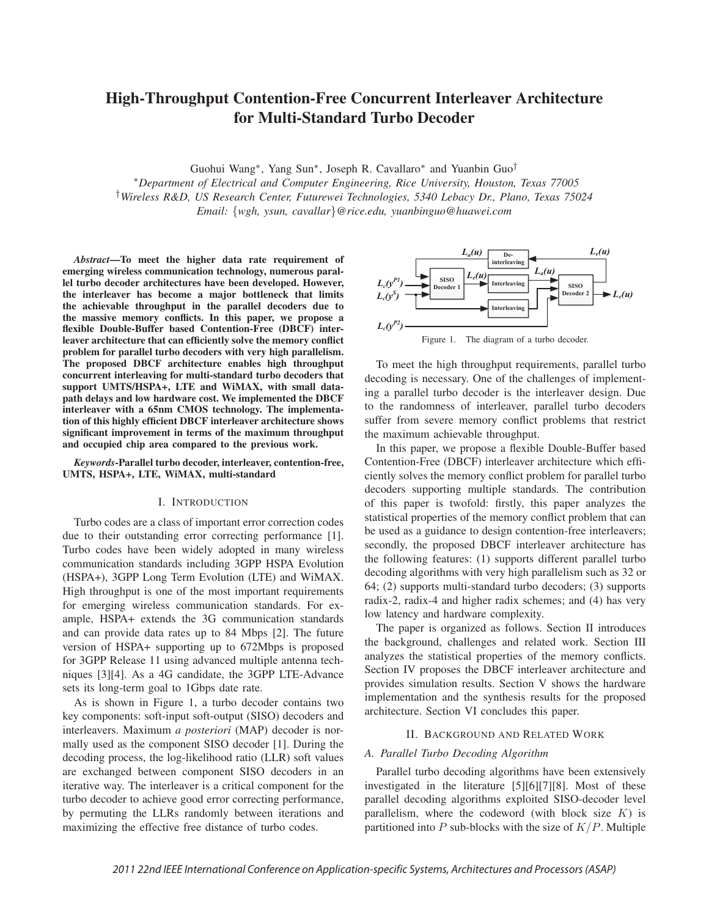# High-Throughput Contention-Free Concurrent Interleaver Architecture for Multi-Standard Turbo Decoder

Guohui Wang*, Yang Sun*, Joseph R. Cavallaro* and Yuanbin Guo†

*Department of Electrical and Computer Engineering, Rice University, Houston, Texas 77005

†Wireless R&D, US Research Center, Futurewei Technologies, 5340 Lebacy Dr., Plano, Texas 75024

Email: {wgh, ysun, cavallar}@rice.edu, yuanbinguo@huawei.com

***Abstract*—To meet the higher data rate requirement of emerging wireless communication technology, numerous parallel turbo decoder architectures have been developed. However, the interleaver has become a major bottleneck that limits the achievable throughput in the parallel decoders due to the massive memory conflicts. In this paper, we propose a flexible Double-Buffer based Contention-Free (DBCF) interleaver architecture that can efficiently solve the memory conflict problem for parallel turbo decoders with very high parallelism. The proposed DBCF architecture enables high throughput concurrent interleaving for multi-standard turbo decoders that support UMTS/HSPA+, LTE and WiMAX, with small datapath delays and low hardware cost. We implemented the DBCF interleaver with a 65nm CMOS technology. The implementation of this highly efficient DBCF interleaver architecture shows significant improvement in terms of the maximum throughput and occupied chip area compared to the previous work.**

***Keywords*-Parallel turbo decoder, interleaver, contention-free, UMTS, HSPA+, LTE, WiMAX, multi-standard**

## I. Introduction

Turbo codes are a class of important error correction codes due to their outstanding error correcting performance [1]. Turbo codes have been widely adopted in many wireless communication standards including 3GPP HSPA Evolution (HSPA+), 3GPP Long Term Evolution (LTE) and WiMAX. High throughput is one of the most important requirements for emerging wireless communication standards. For example, HSPA+ extends the 3G communication standards and can provide data rates up to 84 Mbps [2]. The future version of HSPA+ supporting up to 672Mbps is proposed for 3GPP Release 11 using advanced multiple antenna techniques [3][4]. As a 4G candidate, the 3GPP LTE-Advance sets its long-term goal to 1Gbps date rate.

As is shown in Figure 1, a turbo decoder contains two key components: soft-input soft-output (SISO) decoders and interleavers. Maximum *a posteriori* (MAP) decoder is normally used as the component SISO decoder [1]. During the decoding process, the log-likelihood ratio (LLR) soft values are exchanged between component SISO decoders in an iterative way. The interleaver is a critical component for the turbo decoder to achieve good error correcting performance, by permuting the LLRs randomly between iterations and maximizing the effective free distance of turbo codes.

Figure 1. The diagram of a turbo decoder.

To meet the high throughput requirements, parallel turbo decoding is necessary. One of the challenges of implementing a parallel turbo decoder is the interleaver design. Due to the randomness of interleaver, parallel turbo decoders suffer from severe memory conflict problems that restrict the maximum achievable throughput.

In this paper, we propose a flexible Double-Buffer based Contention-Free (DBCF) interleaver architecture which efficiently solves the memory conflict problem for parallel turbo decoders supporting multiple standards. The contribution of this paper is twofold: firstly, this paper analyzes the statistical properties of the memory conflict problem that can be used as a guidance to design contention-free interleavers; secondly, the proposed DBCF interleaver architecture has the following features: (1) supports different parallel turbo decoding algorithms with very high parallelism such as 32 or 64; (2) supports multi-standard turbo decoders; (3) supports radix-2, radix-4 and higher radix schemes; and (4) has very low latency and hardware complexity.

The paper is organized as follows. Section II introduces the background, challenges and related work. Section III analyzes the statistical properties of the memory conflicts. Section IV proposes the DBCF interleaver architecture and provides simulation results. Section V shows the hardware implementation and the synthesis results for the proposed architecture. Section VI concludes this paper.

## II. Background and Related Work

### A. Parallel Turbo Decoding Algorithm

Parallel turbo decoding algorithms have been extensively investigated in the literature [5][6][7][8]. Most of these parallel decoding algorithms exploited SISO-decoder level parallelism, where the codeword (with block size $K$) is partitioned into $P$ sub-blocks with the size of $K/P$. Multiple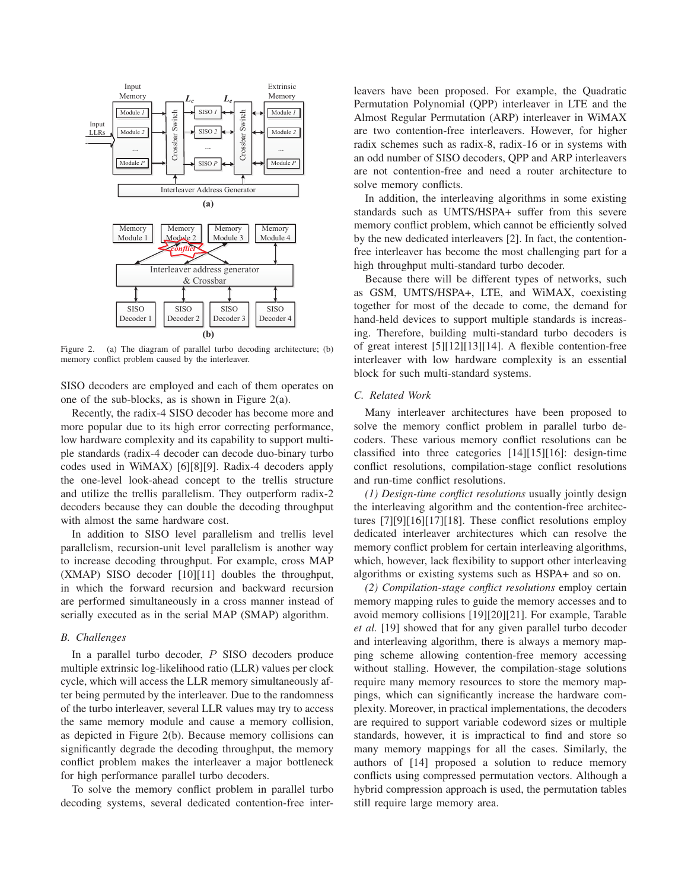Figure 2. (a) The diagram of parallel turbo decoding architecture; (b) memory conflict problem caused by the interleaver.

SISO decoders are employed and each of them operates on one of the sub-blocks, as is shown in Figure 2(a).

Recently, the radix-4 SISO decoder has become more and more popular due to its high error correcting performance, low hardware complexity and its capability to support multiple standards (radix-4 decoder can decode duo-binary turbo codes used in WiMAX) [6][8][9]. Radix-4 decoders apply the one-level look-ahead concept to the trellis structure and utilize the trellis parallelism. They outperform radix-2 decoders because they can double the decoding throughput with almost the same hardware cost.

In addition to SISO level parallelism and trellis level parallelism, recursion-unit level parallelism is another way to increase decoding throughput. For example, cross MAP (XMAP) SISO decoder [10][11] doubles the throughput, in which the forward recursion and backward recursion are performed simultaneously in a cross manner instead of serially executed as in the serial MAP (SMAP) algorithm.

### B. Challenges

In a parallel turbo decoder, $P$ SISO decoders produce multiple extrinsic log-likelihood ratio (LLR) values per clock cycle, which will access the LLR memory simultaneously after being permuted by the interleaver. Due to the randomness of the turbo interleaver, several LLR values may try to access the same memory module and cause a memory collision, as depicted in Figure 2(b). Because memory collisions can significantly degrade the decoding throughput, the memory conflict problem makes the interleaver a major bottleneck for high performance parallel turbo decoders.

To solve the memory conflict problem in parallel turbo decoding systems, several dedicated contention-free interleavers have been proposed. For example, the Quadratic Permutation Polynomial (QPP) interleaver in LTE and the Almost Regular Permutation (ARP) interleaver in WiMAX are two contention-free interleavers. However, for higher radix schemes such as radix-8, radix-16 or in systems with an odd number of SISO decoders, QPP and ARP interleavers are not contention-free and need a router architecture to solve memory conflicts.

In addition, the interleaving algorithms in some existing standards such as UMTS/HSPA+ suffer from this severe memory conflict problem, which cannot be efficiently solved by the new dedicated interleavers [2]. In fact, the contention-free interleaver has become the most challenging part for a high throughput multi-standard turbo decoder.

Because there will be different types of networks, such as GSM, UMTS/HSPA+, LTE, and WiMAX, coexisting together for most of the decade to come, the demand for hand-held devices to support multiple standards is increasing. Therefore, building multi-standard turbo decoders is of great interest [5][12][13][14]. A flexible contention-free interleaver with low hardware complexity is an essential block for such multi-standard systems.

### C. Related Work

Many interleaver architectures have been proposed to solve the memory conflict problem in parallel turbo decoders. These various memory conflict resolutions can be classified into three categories [14][15][16]: design-time conflict resolutions, compilation-stage conflict resolutions and run-time conflict resolutions.

*(1) Design-time conflict resolutions* usually jointly design the interleaving algorithm and the contention-free architectures [7][9][16][17][18]. These conflict resolutions employ dedicated interleaver architectures which can resolve the memory conflict problem for certain interleaving algorithms, which, however, lack flexibility to support other interleaving algorithms or existing systems such as HSPA+ and so on.

*(2) Compilation-stage conflict resolutions* employ certain memory mapping rules to guide the memory accesses and to avoid memory collisions [19][20][21]. For example, Tarable *et al.* [19] showed that for any given parallel turbo decoder and interleaving algorithm, there is always a memory mapping scheme allowing contention-free memory accessing without stalling. However, the compilation-stage solutions require many memory resources to store the memory mappings, which can significantly increase the hardware complexity. Moreover, in practical implementations, the decoders are required to support variable codeword sizes or multiple standards, however, it is impractical to find and store so many memory mappings for all the cases. Similarly, the authors of [14] proposed a solution to reduce memory conflicts using compressed permutation vectors. Although a hybrid compression approach is used, the permutation tables still require large memory area.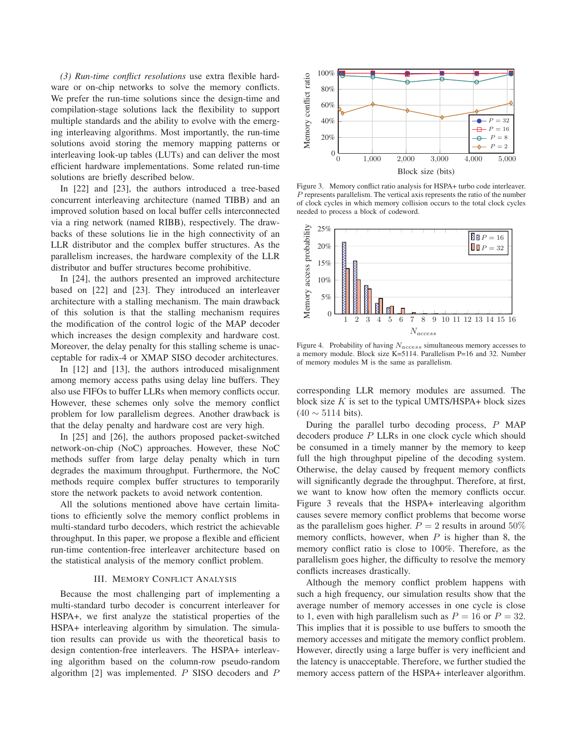*(3) Run-time conflict resolutions* use extra flexible hardware or on-chip networks to solve the memory conflicts. We prefer the run-time solutions since the design-time and compilation-stage solutions lack the flexibility to support multiple standards and the ability to evolve with the emerging interleaving algorithms. Most importantly, the run-time solutions avoid storing the memory mapping patterns or interleaving look-up tables (LUTs) and can deliver the most efficient hardware implementations. Some related run-time solutions are briefly described below.

In [22] and [23], the authors introduced a tree-based concurrent interleaving architecture (named TIBB) and an improved solution based on local buffer cells interconnected via a ring network (named RIBB), respectively. The drawbacks of these solutions lie in the high connectivity of an LLR distributor and the complex buffer structures. As the parallelism increases, the hardware complexity of the LLR distributor and buffer structures become prohibitive.

In [24], the authors presented an improved architecture based on [22] and [23]. They introduced an interleaver architecture with a stalling mechanism. The main drawback of this solution is that the stalling mechanism requires the modification of the control logic of the MAP decoder which increases the design complexity and hardware cost. Moreover, the delay penalty for this stalling scheme is unacceptable for radix-4 or XMAP SISO decoder architectures.

In [12] and [13], the authors introduced misalignment among memory access paths using delay line buffers. They also use FIFOs to buffer LLRs when memory conflicts occur. However, these schemes only solve the memory conflict problem for low parallelism degrees. Another drawback is that the delay penalty and hardware cost are very high.

In [25] and [26], the authors proposed packet-switched network-on-chip (NoC) approaches. However, these NoC methods suffer from large delay penalty which in turn degrades the maximum throughput. Furthermore, the NoC methods require complex buffer structures to temporarily store the network packets to avoid network contention.

All the solutions mentioned above have certain limitations to efficiently solve the memory conflict problems in multi-standard turbo decoders, which restrict the achievable throughput. In this paper, we propose a flexible and efficient run-time contention-free interleaver architecture based on the statistical analysis of the memory conflict problem.

## III. Memory Conflict Analysis

Because the most challenging part of implementing a multi-standard turbo decoder is concurrent interleaver for HSPA+, we first analyze the statistical properties of the HSPA+ interleaving algorithm by simulation. The simulation results can provide us with the theoretical basis to design contention-free interleavers. The HSPA+ interleaving algorithm based on the column-row pseudo-random algorithm [2] was implemented. $P$ SISO decoders and $P$ corresponding LLR memory modules are assumed. The block size $K$ is set to the typical UMTS/HSPA+ block sizes ($40 \sim 5114$ bits).

Figure 3. Memory conflict ratio analysis for HSPA+ turbo code interleaver. $P$ represents parallelism. The vertical axis represents the ratio of the number of clock cycles in which memory collision occurs to the total clock cycles needed to process a block of codeword.

Figure 4. Probability of having $N_{access}$ simultaneous memory accesses to a memory module. Block size K=5114. Parallelism P=16 and 32. Number of memory modules M is the same as parallelism.

During the parallel turbo decoding process, $P$ MAP decoders produce $P$ LLRs in one clock cycle which should be consumed in a timely manner by the memory to keep full the high throughput pipeline of the decoding system. Otherwise, the delay caused by frequent memory conflicts will significantly degrade the throughput. Therefore, at first, we want to know how often the memory conflicts occur. Figure 3 reveals that the HSPA+ interleaving algorithm causes severe memory conflict problems that become worse as the parallelism goes higher. $P = 2$ results in around $50\%$ memory conflicts, however, when $P$ is higher than 8, the memory conflict ratio is close to 100%. Therefore, as the parallelism goes higher, the difficulty to resolve the memory conflicts increases drastically.

Although the memory conflict problem happens with such a high frequency, our simulation results show that the average number of memory accesses in one cycle is close to 1, even with high parallelism such as $P = 16$ or $P = 32$. This implies that it is possible to use buffers to smooth the memory accesses and mitigate the memory conflict problem. However, directly using a large buffer is very inefficient and the latency is unacceptable. Therefore, we further studied the memory access pattern of the HSPA+ interleaver algorithm.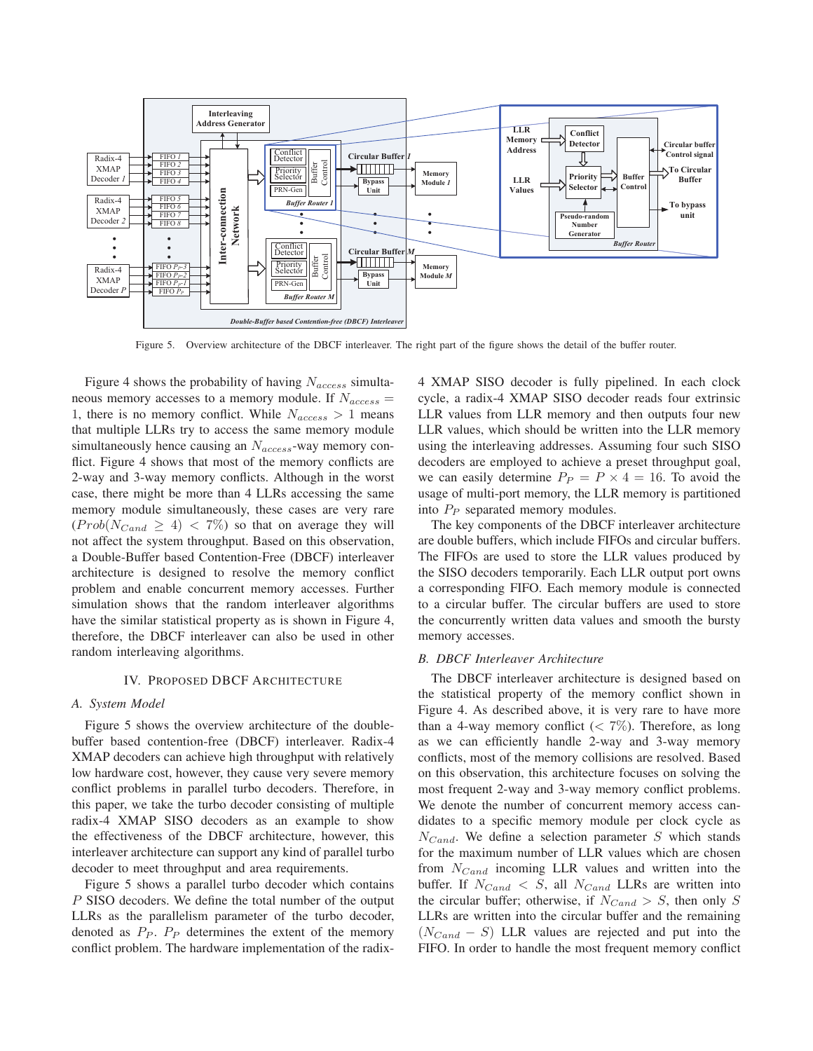Figure 5. Overview architecture of the DBCF interleaver. The right part of the figure shows the detail of the buffer router.

Figure 4 shows the probability of having $N_{access}$ simultaneous memory accesses to a memory module. If $N_{access} = 1$, there is no memory conflict. While $N_{access} > 1$ means that multiple LLRs try to access the same memory module simultaneously hence causing an $N_{access}$-way memory conflict. Figure 4 shows that most of the memory conflicts are 2-way and 3-way memory conflicts. Although in the worst case, there might be more than 4 LLRs accessing the same memory module simultaneously, these cases are very rare ($Prob(N_{Cand} \geq 4) < 7\%$) so that on average they will not affect the system throughput. Based on this observation, a Double-Buffer based Contention-Free (DBCF) interleaver architecture is designed to resolve the memory conflict problem and enable concurrent memory accesses. Further simulation shows that the random interleaver algorithms have the similar statistical property as is shown in Figure 4, therefore, the DBCF interleaver can also be used in other random interleaving algorithms.

## IV. Proposed DBCF Architecture

### A. System Model

Figure 5 shows the overview architecture of the double-buffer based contention-free (DBCF) interleaver. Radix-4 XMAP decoders can achieve high throughput with relatively low hardware cost, however, they cause very severe memory conflict problems in parallel turbo decoders. Therefore, in this paper, we take the turbo decoder consisting of multiple radix-4 XMAP SISO decoders as an example to show the effectiveness of the DBCF architecture, however, this interleaver architecture can support any kind of parallel turbo decoder to meet throughput and area requirements.

Figure 5 shows a parallel turbo decoder which contains $P$ SISO decoders. We define the total number of the output LLRs as the parallelism parameter of the turbo decoder, denoted as $P_P$. $P_P$ determines the extent of the memory conflict problem. The hardware implementation of the radix-4 XMAP SISO decoder is fully pipelined. In each clock cycle, a radix-4 XMAP SISO decoder reads four extrinsic LLR values from LLR memory and then outputs four new LLR values, which should be written into the LLR memory using the interleaving addresses. Assuming four such SISO decoders are employed to achieve a preset throughput goal, we can easily determine $P_P = P \times 4 = 16$. To avoid the usage of multi-port memory, the LLR memory is partitioned into $P_P$ separated memory modules.

The key components of the DBCF interleaver architecture are double buffers, which include FIFOs and circular buffers. The FIFOs are used to store the LLR values produced by the SISO decoders temporarily. Each LLR output port owns a corresponding FIFO. Each memory module is connected to a circular buffer. The circular buffers are used to store the concurrently written data values and smooth the bursty memory accesses.

### B. DBCF Interleaver Architecture

The DBCF interleaver architecture is designed based on the statistical property of the memory conflict shown in Figure 4. As described above, it is very rare to have more than a 4-way memory conflict ($< 7\%$). Therefore, as long as we can efficiently handle 2-way and 3-way memory conflicts, most of the memory collisions are resolved. Based on this observation, this architecture focuses on solving the most frequent 2-way and 3-way memory conflict problems. We denote the number of concurrent memory access candidates to a specific memory module per clock cycle as $N_{Cand}$. We define a selection parameter $S$ which stands for the maximum number of LLR values which are chosen from $N_{Cand}$ incoming LLR values and written into the buffer. If $N_{Cand} < S$, all $N_{Cand}$ LLRs are written into the circular buffer; otherwise, if $N_{Cand} > S$, then only $S$ LLRs are written into the circular buffer and the remaining $(N_{Cand} - S)$ LLR values are rejected and put into the FIFO. In order to handle the most frequent memory conflict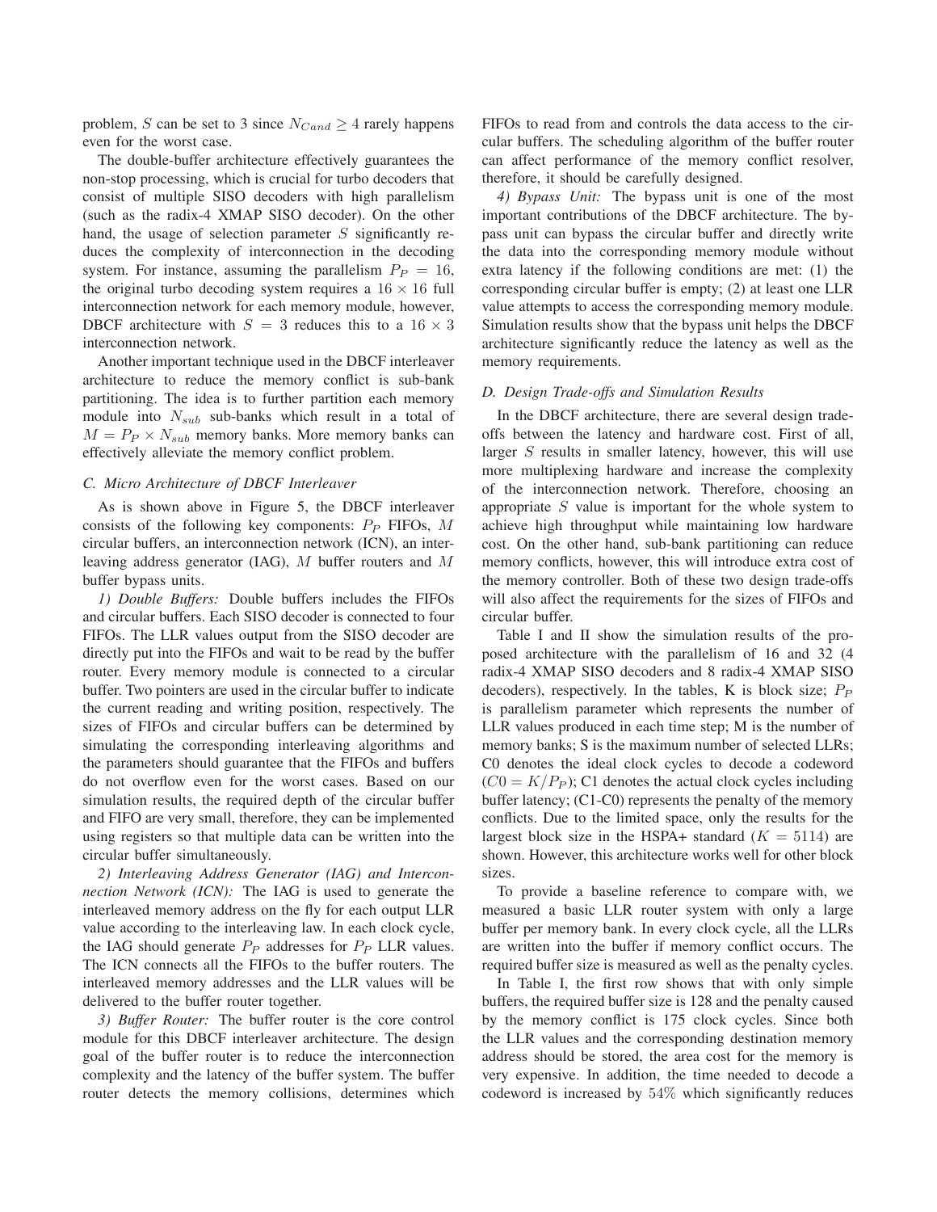problem, $S$ can be set to 3 since $N_{Cand} \geq 4$ rarely happens even for the worst case.

The double-buffer architecture effectively guarantees the non-stop processing, which is crucial for turbo decoders that consist of multiple SISO decoders with high parallelism (such as the radix-4 XMAP SISO decoder). On the other hand, the usage of selection parameter $S$ significantly reduces the complexity of interconnection in the decoding system. For instance, assuming the parallelism $P_P = 16$, the original turbo decoding system requires a $16 \times 16$ full interconnection network for each memory module, however, DBCF architecture with $S = 3$ reduces this to a $16 \times 3$ interconnection network.

Another important technique used in the DBCF interleaver architecture to reduce the memory conflict is sub-bank partitioning. The idea is to further partition each memory module into $N_{sub}$ sub-banks which result in a total of $M = P_P \times N_{sub}$ memory banks. More memory banks can effectively alleviate the memory conflict problem.

### C. Micro Architecture of DBCF Interleaver

As is shown above in Figure 5, the DBCF interleaver consists of the following key components: $P_P$ FIFOs, $M$ circular buffers, an interconnection network (ICN), an interleaving address generator (IAG), $M$ buffer routers and $M$ buffer bypass units.

*1) Double Buffers:* Double buffers includes the FIFOs and circular buffers. Each SISO decoder is connected to four FIFOs. The LLR values output from the SISO decoder are directly put into the FIFOs and wait to be read by the buffer router. Every memory module is connected to a circular buffer. Two pointers are used in the circular buffer to indicate the current reading and writing position, respectively. The sizes of FIFOs and circular buffers can be determined by simulating the corresponding interleaving algorithms and the parameters should guarantee that the FIFOs and buffers do not overflow even for the worst cases. Based on our simulation results, the required depth of the circular buffer and FIFO are very small, therefore, they can be implemented using registers so that multiple data can be written into the circular buffer simultaneously.

*2) Interleaving Address Generator (IAG) and Interconnection Network (ICN):* The IAG is used to generate the interleaved memory address on the fly for each output LLR value according to the interleaving law. In each clock cycle, the IAG should generate $P_P$ addresses for $P_P$ LLR values. The ICN connects all the FIFOs to the buffer routers. The interleaved memory addresses and the LLR values will be delivered to the buffer router together.

*3) Buffer Router:* The buffer router is the core control module for this DBCF interleaver architecture. The design goal of the buffer router is to reduce the interconnection complexity and the latency of the buffer system. The buffer router detects the memory collisions, determines which FIFOs to read from and controls the data access to the circular buffers. The scheduling algorithm of the buffer router can affect performance of the memory conflict resolver, therefore, it should be carefully designed.

*4) Bypass Unit:* The bypass unit is one of the most important contributions of the DBCF architecture. The bypass unit can bypass the circular buffer and directly write the data into the corresponding memory module without extra latency if the following conditions are met: (1) the corresponding circular buffer is empty; (2) at least one LLR value attempts to access the corresponding memory module. Simulation results show that the bypass unit helps the DBCF architecture significantly reduce the latency as well as the memory requirements.

### D. Design Trade-offs and Simulation Results

In the DBCF architecture, there are several design tradeoffs between the latency and hardware cost. First of all, larger $S$ results in smaller latency, however, this will use more multiplexing hardware and increase the complexity of the interconnection network. Therefore, choosing an appropriate $S$ value is important for the whole system to achieve high throughput while maintaining low hardware cost. On the other hand, sub-bank partitioning can reduce memory conflicts, however, this will introduce extra cost of the memory controller. Both of these two design trade-offs will also affect the requirements for the sizes of FIFOs and circular buffer.

Table I and II show the simulation results of the proposed architecture with the parallelism of 16 and 32 (4 radix-4 XMAP SISO decoders and 8 radix-4 XMAP SISO decoders), respectively. In the tables, K is block size; $P_P$ is parallelism parameter which represents the number of LLR values produced in each time step; M is the number of memory banks; S is the maximum number of selected LLRs; C0 denotes the ideal clock cycles to decode a codeword ($C0 = K/P_P$); C1 denotes the actual clock cycles including buffer latency; (C1-C0) represents the penalty of the memory conflicts. Due to the limited space, only the results for the largest block size in the HSPA+ standard ($K = 5114$) are shown. However, this architecture works well for other block sizes.

To provide a baseline reference to compare with, we measured a basic LLR router system with only a large buffer per memory bank. In every clock cycle, all the LLRs are written into the buffer if memory conflict occurs. The required buffer size is measured as well as the penalty cycles.

In Table I, the first row shows that with only simple buffers, the required buffer size is 128 and the penalty caused by the memory conflict is 175 clock cycles. Since both the LLR values and the corresponding destination memory address should be stored, the area cost for the memory is very expensive. In addition, the time needed to decode a codeword is increased by $54\%$ which significantly reduces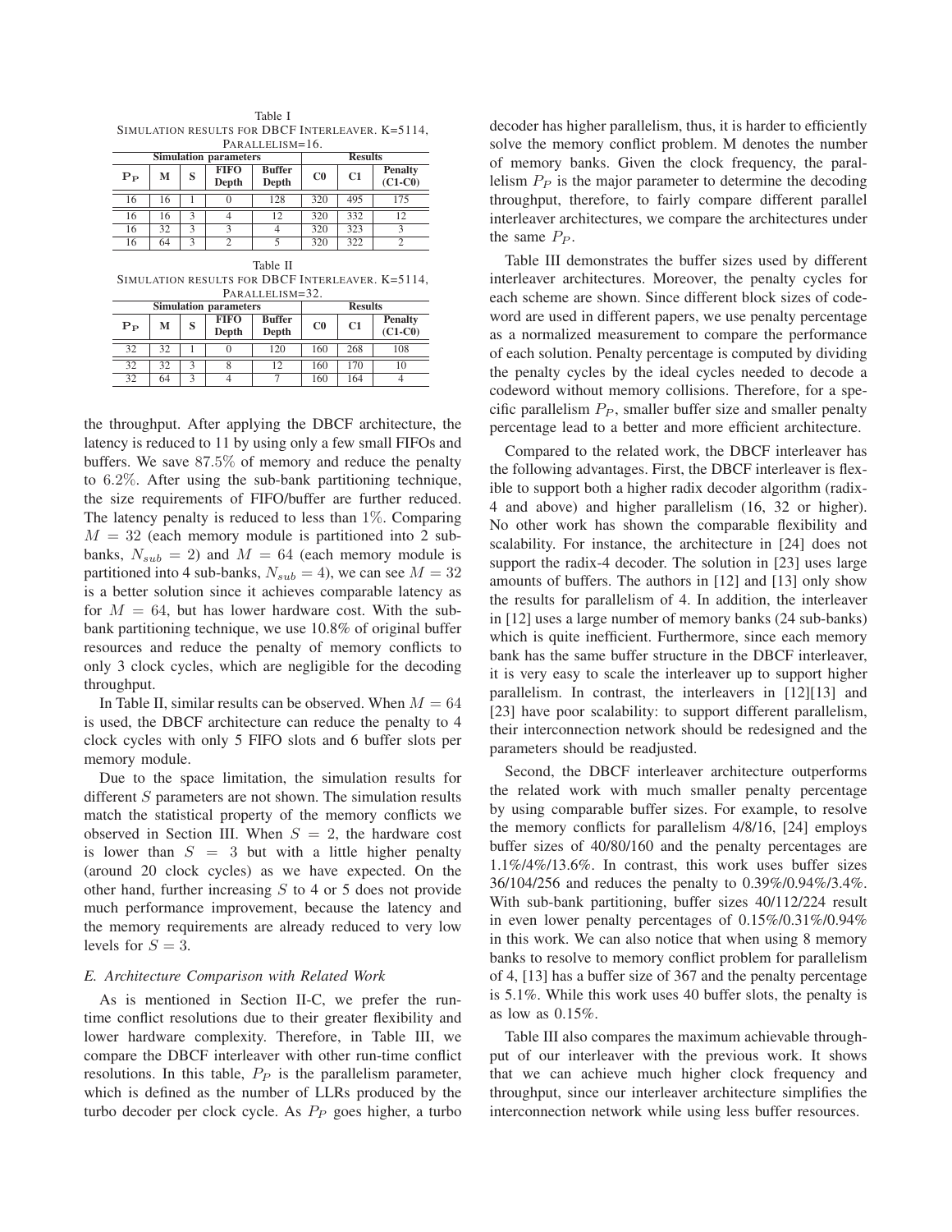Table I
SIMULATION RESULTS FOR DBCF INTERLEAVER. K=5114, PARALLELISM=16.

| Simulation parameters | | | | | Results | | |
|---|---|---|---|---|---|---|---|
| $P_P$ | M | S | FIFO Depth | Buffer Depth | C0 | C1 | Penalty (C1-C0) |
| 16 | 16 | 1 | 0 | 128 | 320 | 495 | 175 |
| 16 | 16 | 3 | 4 | 12 | 320 | 332 | 12 |
| 16 | 32 | 3 | 3 | 4 | 320 | 323 | 3 |
| 16 | 64 | 3 | 2 | 5 | 320 | 322 | 2 |

Table II
SIMULATION RESULTS FOR DBCF INTERLEAVER. K=5114, PARALLELISM=32.

| Simulation parameters | | | | | Results | | |
|---|---|---|---|---|---|---|---|
| $P_P$ | M | S | FIFO Depth | Buffer Depth | C0 | C1 | Penalty (C1-C0) |
| 32 | 32 | 1 | 0 | 120 | 160 | 268 | 108 |
| 32 | 32 | 3 | 8 | 12 | 160 | 170 | 10 |
| 32 | 64 | 3 | 4 | 7 | 160 | 164 | 4 |

the throughput. After applying the DBCF architecture, the latency is reduced to 11 by using only a few small FIFOs and buffers. We save 87.5% of memory and reduce the penalty to 6.2%. After using the sub-bank partitioning technique, the size requirements of FIFO/buffer are further reduced. The latency penalty is reduced to less than 1%. Comparing $M = 32$ (each memory module is partitioned into 2 sub-banks, $N_{sub} = 2$) and $M = 64$ (each memory module is partitioned into 4 sub-banks, $N_{sub} = 4$), we can see $M = 32$ is a better solution since it achieves comparable latency as for $M = 64$, but has lower hardware cost. With the sub-bank partitioning technique, we use 10.8% of original buffer resources and reduce the penalty of memory conflicts to only 3 clock cycles, which are negligible for the decoding throughput.

In Table II, similar results can be observed. When $M = 64$ is used, the DBCF architecture can reduce the penalty to 4 clock cycles with only 5 FIFO slots and 6 buffer slots per memory module.

Due to the space limitation, the simulation results for different $S$ parameters are not shown. The simulation results match the statistical property of the memory conflicts we observed in Section III. When $S = 2$, the hardware cost is lower than $S = 3$ but with a little higher penalty (around 20 clock cycles) as we have expected. On the other hand, further increasing $S$ to 4 or 5 does not provide much performance improvement, because the latency and the memory requirements are already reduced to very low levels for $S = 3$.

### E. Architecture Comparison with Related Work

As is mentioned in Section II-C, we prefer the run-time conflict resolutions due to their greater flexibility and lower hardware complexity. Therefore, in Table III, we compare the DBCF interleaver with other run-time conflict resolutions. In this table, $P_P$ is the parallelism parameter, which is defined as the number of LLRs produced by the turbo decoder per clock cycle. As $P_P$ goes higher, a turbo decoder has higher parallelism, thus, it is harder to efficiently solve the memory conflict problem. M denotes the number of memory banks. Given the clock frequency, the parallelism $P_P$ is the major parameter to determine the decoding throughput, therefore, to fairly compare different parallel interleaver architectures, we compare the architectures under the same $P_P$.

Table III demonstrates the buffer sizes used by different interleaver architectures. Moreover, the penalty cycles for each scheme are shown. Since different block sizes of codeword are used in different papers, we use penalty percentage as a normalized measurement to compare the performance of each solution. Penalty percentage is computed by dividing the penalty cycles by the ideal cycles needed to decode a codeword without memory collisions. Therefore, for a specific parallelism $P_P$, smaller buffer size and smaller penalty percentage lead to a better and more efficient architecture.

Compared to the related work, the DBCF interleaver has the following advantages. First, the DBCF interleaver is flexible to support both a higher radix decoder algorithm (radix-4 and above) and higher parallelism (16, 32 or higher). No other work has shown the comparable flexibility and scalability. For instance, the architecture in [24] does not support the radix-4 decoder. The solution in [23] uses large amounts of buffers. The authors in [12] and [13] only show the results for parallelism of 4. In addition, the interleaver in [12] uses a large number of memory banks (24 sub-banks) which is quite inefficient. Furthermore, since each memory bank has the same buffer structure in the DBCF interleaver, it is very easy to scale the interleaver up to support higher parallelism. In contrast, the interleavers in [12][13] and [23] have poor scalability: to support different parallelism, their interconnection network should be redesigned and the parameters should be readjusted.

Second, the DBCF interleaver architecture outperforms the related work with much smaller penalty percentage by using comparable buffer sizes. For example, to resolve the memory conflicts for parallelism 4/8/16, [24] employs buffer sizes of 40/80/160 and the penalty percentages are 1.1%/4%/13.6%. In contrast, this work uses buffer sizes 36/104/256 and reduces the penalty to 0.39%/0.94%/3.4%. With sub-bank partitioning, buffer sizes 40/112/224 result in even lower penalty percentages of 0.15%/0.31%/0.94% in this work. We can also notice that when using 8 memory banks to resolve to memory conflict problem for parallelism of 4, [13] has a buffer size of 367 and the penalty percentage is 5.1%. While this work uses 40 buffer slots, the penalty is as low as 0.15%.

Table III also compares the maximum achievable throughput of our interleaver with the previous work. It shows that we can achieve much higher clock frequency and throughput, since our interleaver architecture simplifies the interconnection network while using less buffer resources.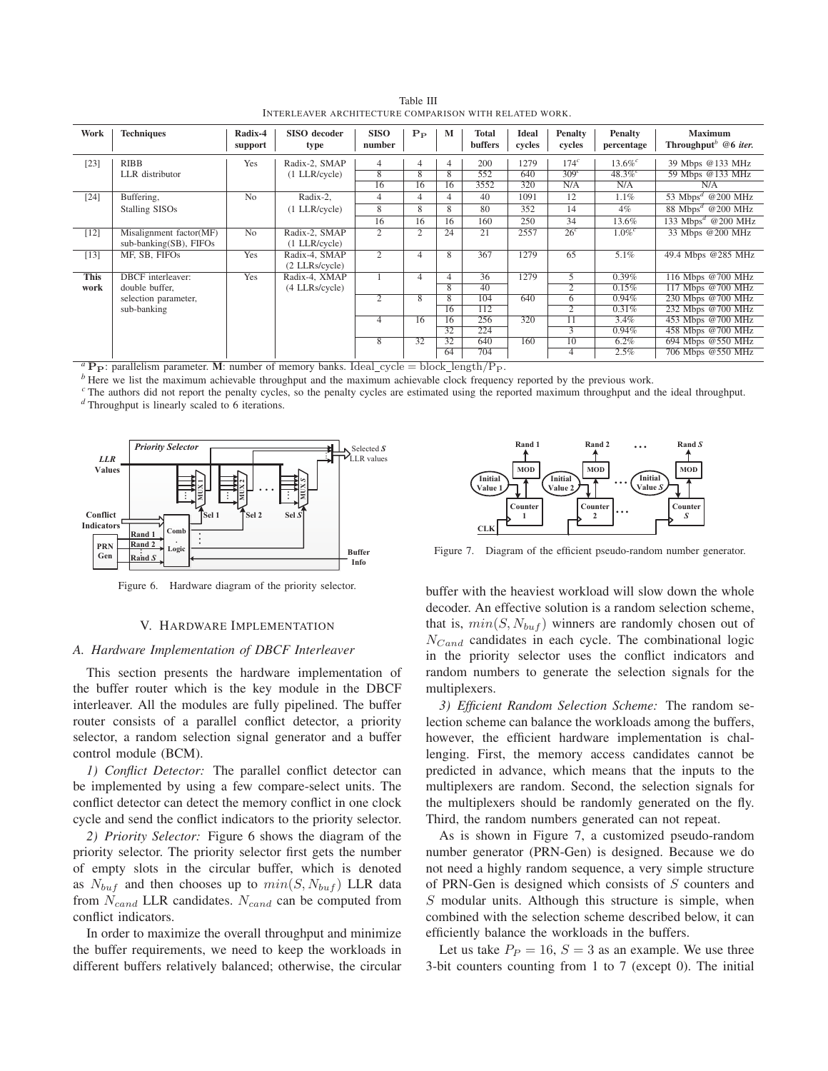Table III
INTERLEAVER ARCHITECTURE COMPARISON WITH RELATED WORK.

| Work | Techniques | Radix-4 support | SISO decoder type | SISO number | $\mathbf{P_P}$ | M | Total buffers | Ideal cycles | Penalty cycles | Penalty percentage | Maximum Throughput[b] @6 *iter.* |
|---|---|---|---|---|---|---|---|---|---|---|---|
| [23] | RIBB LLR distributor | Yes | Radix-2, SMAP (1 LLR/cycle) | 4 | 4 | 4 | 200 | 1279 | 174[c] | 13.6%[c] | 39 Mbps @133 MHz |
| | | | | 8 | 8 | 8 | 552 | 640 | 309[c] | 48.3%[c] | 59 Mbps @133 MHz |
| | | | | 16 | 16 | 16 | 3552 | 320 | N/A | N/A | N/A |
| [24] | Buffering, Stalling SISOs | No | Radix-2, (1 LLR/cycle) | 4 | 4 | 4 | 40 | 1091 | 12 | 1.1% | 53 Mbps[d] @200 MHz |
| | | | | 8 | 8 | 8 | 80 | 352 | 14 | 4% | 88 Mbps[d] @200 MHz |
| | | | | 16 | 16 | 16 | 160 | 250 | 34 | 13.6% | 133 Mbps[d] @200 MHz |
| [12] | Misalignment factor(MF) sub-banking(SB), FIFOs | No | Radix-2, SMAP (1 LLR/cycle) | 2 | 2 | 24 | 21 | 2557 | 26[c] | 1.0%[c] | 33 Mbps @200 MHz |
| [13] | MF, SB, FIFOs | Yes | Radix-4, SMAP (2 LLRs/cycle) | 2 | 4 | 8 | 367 | 1279 | 65 | 5.1% | 49.4 Mbps @285 MHz |
| **This work** | DBCF interleaver: double buffer, selection parameter, sub-banking | Yes | Radix-4, XMAP (4 LLRs/cycle) | 1 | 4 | 4 | 36 | 1279 | 5 | 0.39% | 116 Mbps @700 MHz |
| | | | | | | 8 | 40 | | 2 | 0.15% | 117 Mbps @700 MHz |
| | | | | 2 | 8 | 8 | 104 | 640 | 6 | 0.94% | 230 Mbps @700 MHz |
| | | | | | | 16 | 112 | | 2 | 0.31% | 232 Mbps @700 MHz |
| | | | | 4 | 16 | 16 | 256 | 320 | 11 | 3.4% | 453 Mbps @700 MHz |
| | | | | | | 32 | 224 | | 3 | 0.94% | 458 Mbps @700 MHz |
| | | | | 8 | 32 | 32 | 640 | 160 | 10 | 6.2% | 694 Mbps @550 MHz |
| | | | | | | 64 | 704 | | 4 | 2.5% | 706 Mbps @550 MHz |

[a] $\mathbf{P_P}$: parallelism parameter. **M**: number of memory banks. Ideal_cycle = block_length/$\mathrm{P_P}$.
[b] Here we list the maximum achievable throughput and the maximum achievable clock frequency reported by the previous work.
[c] The authors did not report the penalty cycles, so the penalty cycles are estimated using the reported maximum throughput and the ideal throughput.
[d] Throughput is linearly scaled to 6 iterations.

Figure 6. Hardware diagram of the priority selector.

Figure 7. Diagram of the efficient pseudo-random number generator.

## V. Hardware Implementation

### A. Hardware Implementation of DBCF Interleaver

This section presents the hardware implementation of the buffer router which is the key module in the DBCF interleaver. All the modules are fully pipelined. The buffer router consists of a parallel conflict detector, a priority selector, a random selection signal generator and a buffer control module (BCM).

*1) Conflict Detector:* The parallel conflict detector can be implemented by using a few compare-select units. The conflict detector can detect the memory conflict in one clock cycle and send the conflict indicators to the priority selector.

*2) Priority Selector:* Figure 6 shows the diagram of the priority selector. The priority selector first gets the number of empty slots in the circular buffer, which is denoted as $N_{buf}$ and then chooses up to $min(S, N_{buf})$ LLR data from $N_{cand}$ LLR candidates. $N_{cand}$ can be computed from conflict indicators.

In order to maximize the overall throughput and minimize the buffer requirements, we need to keep the workloads in different buffers relatively balanced; otherwise, the circular buffer with the heaviest workload will slow down the whole decoder. An effective solution is a random selection scheme, that is, $min(S, N_{buf})$ winners are randomly chosen out of $N_{Cand}$ candidates in each cycle. The combinational logic in the priority selector uses the conflict indicators and random numbers to generate the selection signals for the multiplexers.

*3) Efficient Random Selection Scheme:* The random selection scheme can balance the workloads among the buffers, however, the efficient hardware implementation is challenging. First, the memory access candidates cannot be predicted in advance, which means that the inputs to the multiplexers are random. Second, the selection signals for the multiplexers should be randomly generated on the fly. Third, the random numbers generated can not repeat.

As is shown in Figure 7, a customized pseudo-random number generator (PRN-Gen) is designed. Because we do not need a highly random sequence, a very simple structure of PRN-Gen is designed which consists of $S$ counters and $S$ modular units. Although this structure is simple, when combined with the selection scheme described below, it can efficiently balance the workloads in the buffers.

Let us take $P_P = 16$, $S = 3$ as an example. We use three 3-bit counters counting from 1 to 7 (except 0). The initial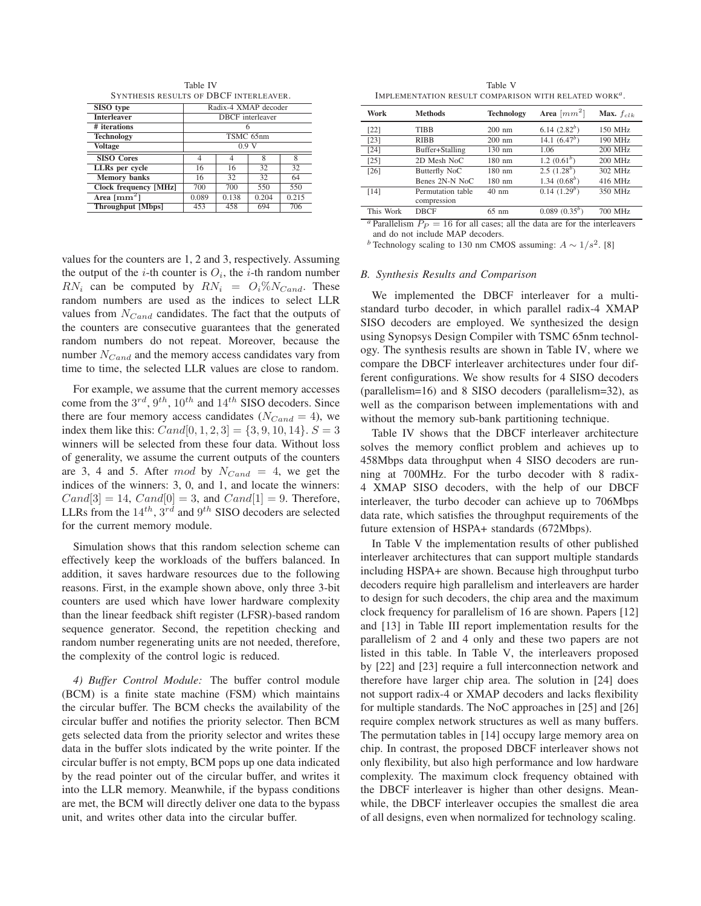Table IV
SYNTHESIS RESULTS OF DBCF INTERLEAVER.

| **SISO type** | Radix-4 XMAP decoder | | | |
|---|---|---|---|---|
| **Interleaver** | DBCF interleaver | | | |
| **# iterations** | 6 | | | |
| **Technology** | TSMC 65nm | | | |
| **Voltage** | 0.9 V | | | |
| **SISO Cores** | 4 | 4 | 8 | 8 |
| **LLRs per cycle** | 16 | 16 | 32 | 32 |
| **Memory banks** | 16 | 32 | 32 | 64 |
| **Clock frequency [MHz]** | 700 | 700 | 550 | 550 |
| **Area [$\mathrm{mm}^2$]** | 0.089 | 0.138 | 0.204 | 0.215 |
| **Throughput [Mbps]** | 453 | 458 | 694 | 706 |

values for the counters are 1, 2 and 3, respectively. Assuming the output of the $i$-th counter is $O_i$, the $i$-th random number $RN_i$ can be computed by $RN_i = O_i \% N_{Cand}$. These random numbers are used as the indices to select LLR values from $N_{Cand}$ candidates. The fact that the outputs of the counters are consecutive guarantees that the generated random numbers do not repeat. Moreover, because the number $N_{Cand}$ and the memory access candidates vary from time to time, the selected LLR values are close to random.

For example, we assume that the current memory accesses come from the $3^{rd}$, $9^{th}$, $10^{th}$ and $14^{th}$ SISO decoders. Since there are four memory access candidates ($N_{Cand} = 4$), we index them like this: $Cand[0, 1, 2, 3] = \{3, 9, 10, 14\}$. $S = 3$ winners will be selected from these four data. Without loss of generality, we assume the current outputs of the counters are 3, 4 and 5. After $mod$ by $N_{Cand} = 4$, we get the indices of the winners: 3, 0, and 1, and locate the winners: $Cand[3] = 14$, $Cand[0] = 3$, and $Cand[1] = 9$. Therefore, LLRs from the $14^{th}$, $3^{rd}$ and $9^{th}$ SISO decoders are selected for the current memory module.

Simulation shows that this random selection scheme can effectively keep the workloads of the buffers balanced. In addition, it saves hardware resources due to the following reasons. First, in the example shown above, only three 3-bit counters are used which have lower hardware complexity than the linear feedback shift register (LFSR)-based random sequence generator. Second, the repetition checking and random number regenerating units are not needed, therefore, the complexity of the control logic is reduced.

*4) Buffer Control Module:* The buffer control module (BCM) is a finite state machine (FSM) which maintains the circular buffer. The BCM checks the availability of the circular buffer and notifies the priority selector. Then BCM gets selected data from the priority selector and writes these data in the buffer slots indicated by the write pointer. If the circular buffer is not empty, BCM pops up one data indicated by the read pointer out of the circular buffer, and writes it into the LLR memory. Meanwhile, if the bypass conditions are met, the BCM will directly deliver one data to the bypass unit, and writes other data into the circular buffer.

Table V
IMPLEMENTATION RESULT COMPARISON WITH RELATED WORK[a].

| Work | Methods | Technology | Area [$mm^2$] | Max. $f_{clk}$ |
|---|---|---|---|---|
| [22] | TIBB | 200 nm | 6.14 (2.82[b]) | 150 MHz |
| [23] | RIBB | 200 nm | 14.1 (6.47[b]) | 190 MHz |
| [24] | Buffer+Stalling | 130 nm | 1.06 | 200 MHz |
| [25] | 2D Mesh NoC | 180 nm | 1.2 (0.61[b]) | 200 MHz |
| [26] | Butterfly NoC | 180 nm | 2.5 (1.28[b]) | 302 MHz |
| | Benes 2N-N NoC | 180 nm | 1.34 (0.68[b]) | 416 MHz |
| [14] | Permutation table compression | 40 nm | 0.14 (1.29[b]) | 350 MHz |
| This Work | DBCF | 65 nm | 0.089 (0.35[b]) | 700 MHz |

[a] Parallelism $P_P = 16$ for all cases; all the data are for the interleavers and do not include MAP decoders.
[b] Technology scaling to 130 nm CMOS assuming: $A \sim 1/s^2$. [8]

### B. Synthesis Results and Comparison

We implemented the DBCF interleaver for a multi-standard turbo decoder, in which parallel radix-4 XMAP SISO decoders are employed. We synthesized the design using Synopsys Design Compiler with TSMC 65nm technology. The synthesis results are shown in Table IV, where we compare the DBCF interleaver architectures under four different configurations. We show results for 4 SISO decoders (parallelism=16) and 8 SISO decoders (parallelism=32), as well as the comparison between implementations with and without the memory sub-bank partitioning technique.

Table IV shows that the DBCF interleaver architecture solves the memory conflict problem and achieves up to 458Mbps data throughput when 4 SISO decoders are running at 700MHz. For the turbo decoder with 8 radix-4 XMAP SISO decoders, with the help of our DBCF interleaver, the turbo decoder can achieve up to 706Mbps data rate, which satisfies the throughput requirements of the future extension of HSPA+ standards (672Mbps).

In Table V the implementation results of other published interleaver architectures that can support multiple standards including HSPA+ are shown. Because high throughput turbo decoders require high parallelism and interleavers are harder to design for such decoders, the chip area and the maximum clock frequency for parallelism of 16 are shown. Papers [12] and [13] in Table III report implementation results for the parallelism of 2 and 4 only and these two papers are not listed in this table. In Table V, the interleavers proposed by [22] and [23] require a full interconnection network and therefore have larger chip area. The solution in [24] does not support radix-4 or XMAP decoders and lacks flexibility for multiple standards. The NoC approaches in [25] and [26] require complex network structures as well as many buffers. The permutation tables in [14] occupy large memory area on chip. In contrast, the proposed DBCF interleaver shows not only flexibility, but also high performance and low hardware complexity. The maximum clock frequency obtained with the DBCF interleaver is higher than other designs. Meanwhile, the DBCF interleaver occupies the smallest die area of all designs, even when normalized for technology scaling.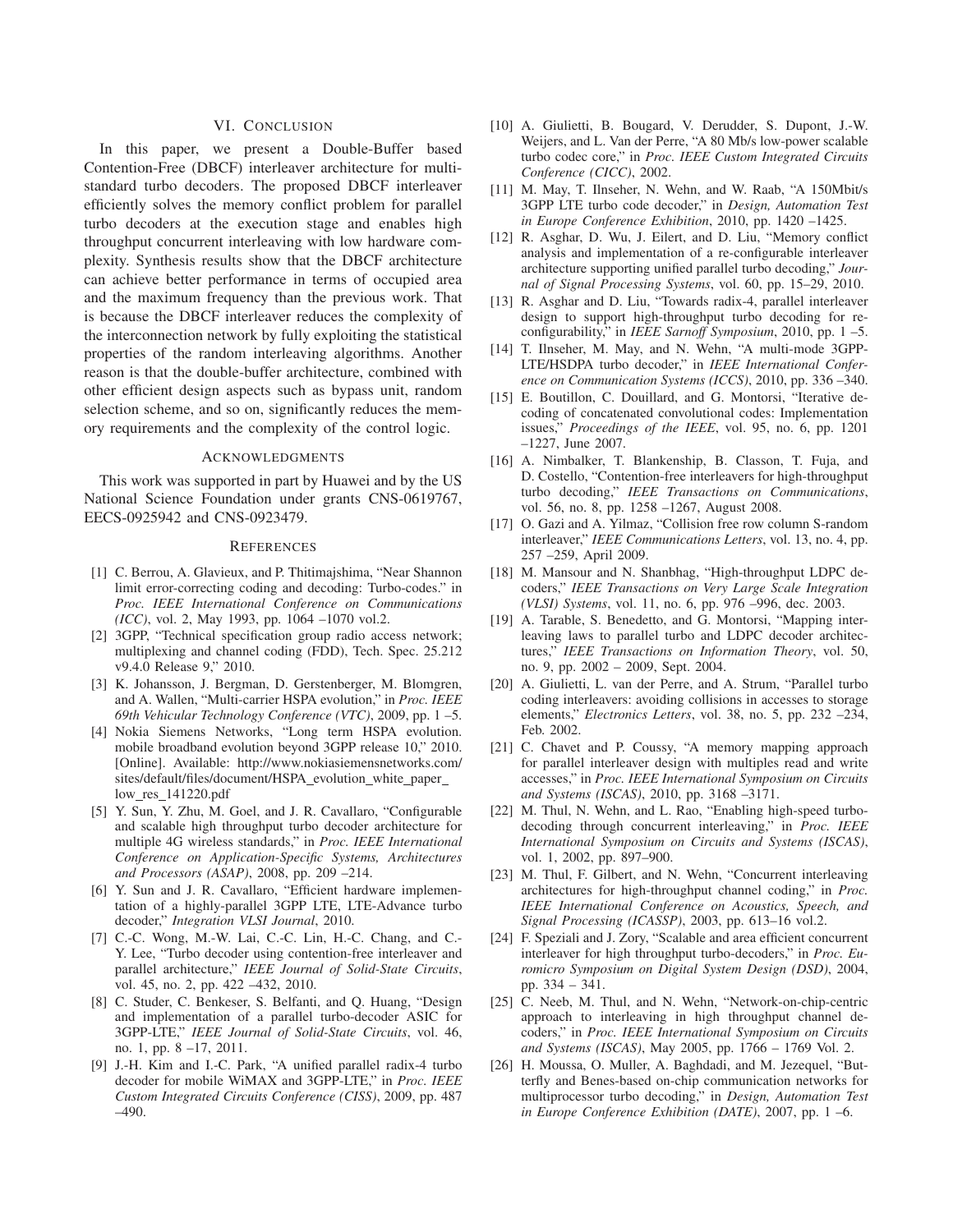## VI. Conclusion

In this paper, we present a Double-Buffer based Contention-Free (DBCF) interleaver architecture for multi-standard turbo decoders. The proposed DBCF interleaver efficiently solves the memory conflict problem for parallel turbo decoders at the execution stage and enables high throughput concurrent interleaving with low hardware complexity. Synthesis results show that the DBCF architecture can achieve better performance in terms of occupied area and the maximum frequency than the previous work. That is because the DBCF interleaver reduces the complexity of the interconnection network by fully exploiting the statistical properties of the random interleaving algorithms. Another reason is that the double-buffer architecture, combined with other efficient design aspects such as bypass unit, random selection scheme, and so on, significantly reduces the memory requirements and the complexity of the control logic.

## Acknowledgments

This work was supported in part by Huawei and by the US National Science Foundation under grants CNS-0619767, EECS-0925942 and CNS-0923479.

## References

[1] C. Berrou, A. Glavieux, and P. Thitimajshima, "Near Shannon limit error-correcting coding and decoding: Turbo-codes." in *Proc. IEEE International Conference on Communications (ICC)*, vol. 2, May 1993, pp. 1064 –1070 vol.2.

[2] 3GPP, "Technical specification group radio access network; multiplexing and channel coding (FDD), Tech. Spec. 25.212 v9.4.0 Release 9," 2010.

[3] K. Johansson, J. Bergman, D. Gerstenberger, M. Blomgren, and A. Wallen, "Multi-carrier HSPA evolution," in *Proc. IEEE 69th Vehicular Technology Conference (VTC)*, 2009, pp. 1 –5.

[4] Nokia Siemens Networks, "Long term HSPA evolution. mobile broadband evolution beyond 3GPP release 10," 2010. [Online]. Available: http://www.nokiasiemensnetworks.com/sites/default/files/document/HSPA_evolution_white_paper_low_res_141220.pdf

[5] Y. Sun, Y. Zhu, M. Goel, and J. R. Cavallaro, "Configurable and scalable high throughput turbo decoder architecture for multiple 4G wireless standards," in *Proc. IEEE International Conference on Application-Specific Systems, Architectures and Processors (ASAP)*, 2008, pp. 209 –214.

[6] Y. Sun and J. R. Cavallaro, "Efficient hardware implementation of a highly-parallel 3GPP LTE, LTE-Advance turbo decoder," *Integration VLSI Journal*, 2010.

[7] C.-C. Wong, M.-W. Lai, C.-C. Lin, H.-C. Chang, and C.-Y. Lee, "Turbo decoder using contention-free interleaver and parallel architecture," *IEEE Journal of Solid-State Circuits*, vol. 45, no. 2, pp. 422 –432, 2010.

[8] C. Studer, C. Benkeser, S. Belfanti, and Q. Huang, "Design and implementation of a parallel turbo-decoder ASIC for 3GPP-LTE," *IEEE Journal of Solid-State Circuits*, vol. 46, no. 1, pp. 8 –17, 2011.

[9] J.-H. Kim and I.-C. Park, "A unified parallel radix-4 turbo decoder for mobile WiMAX and 3GPP-LTE," in *Proc. IEEE Custom Integrated Circuits Conference (CISS)*, 2009, pp. 487 –490.

[10] A. Giulietti, B. Bougard, V. Derudder, S. Dupont, J.-W. Weijers, and L. Van der Perre, "A 80 Mb/s low-power scalable turbo codec core," in *Proc. IEEE Custom Integrated Circuits Conference (CICC)*, 2002.

[11] M. May, T. Ilnseher, N. Wehn, and W. Raab, "A 150Mbit/s 3GPP LTE turbo code decoder," in *Design, Automation Test in Europe Conference Exhibition*, 2010, pp. 1420 –1425.

[12] R. Asghar, D. Wu, J. Eilert, and D. Liu, "Memory conflict analysis and implementation of a re-configurable interleaver architecture supporting unified parallel turbo decoding," *Journal of Signal Processing Systems*, vol. 60, pp. 15–29, 2010.

[13] R. Asghar and D. Liu, "Towards radix-4, parallel interleaver design to support high-throughput turbo decoding for re-configurability," in *IEEE Sarnoff Symposium*, 2010, pp. 1 –5.

[14] T. Ilnseher, M. May, and N. Wehn, "A multi-mode 3GPP-LTE/HSDPA turbo decoder," in *IEEE International Conference on Communication Systems (ICCS)*, 2010, pp. 336 –340.

[15] E. Boutillon, C. Douillard, and G. Montorsi, "Iterative decoding of concatenated convolutional codes: Implementation issues," *Proceedings of the IEEE*, vol. 95, no. 6, pp. 1201 –1227, June 2007.

[16] A. Nimbalker, T. Blankenship, B. Classon, T. Fuja, and D. Costello, "Contention-free interleavers for high-throughput turbo decoding," *IEEE Transactions on Communications*, vol. 56, no. 8, pp. 1258 –1267, August 2008.

[17] O. Gazi and A. Yilmaz, "Collision free row column S-random interleaver," *IEEE Communications Letters*, vol. 13, no. 4, pp. 257 –259, April 2009.

[18] M. Mansour and N. Shanbhag, "High-throughput LDPC decoders," *IEEE Transactions on Very Large Scale Integration (VLSI) Systems*, vol. 11, no. 6, pp. 976 –996, dec. 2003.

[19] A. Tarable, S. Benedetto, and G. Montorsi, "Mapping interleaving laws to parallel turbo and LDPC decoder architectures," *IEEE Transactions on Information Theory*, vol. 50, no. 9, pp. 2002 – 2009, Sept. 2004.

[20] A. Giulietti, L. van der Perre, and A. Strum, "Parallel turbo coding interleavers: avoiding collisions in accesses to storage elements," *Electronics Letters*, vol. 38, no. 5, pp. 232 –234, Feb. 2002.

[21] C. Chavet and P. Coussy, "A memory mapping approach for parallel interleaver design with multiples read and write accesses," in *Proc. IEEE International Symposium on Circuits and Systems (ISCAS)*, 2010, pp. 3168 –3171.

[22] M. Thul, N. Wehn, and L. Rao, "Enabling high-speed turbo-decoding through concurrent interleaving," in *Proc. IEEE International Symposium on Circuits and Systems (ISCAS)*, vol. 1, 2002, pp. 897–900.

[23] M. Thul, F. Gilbert, and N. Wehn, "Concurrent interleaving architectures for high-throughput channel coding," in *Proc. IEEE International Conference on Acoustics, Speech, and Signal Processing (ICASSP)*, 2003, pp. 613–16 vol.2.

[24] F. Speziali and J. Zory, "Scalable and area efficient concurrent interleaver for high throughput turbo-decoders," in *Proc. Euromicro Symposium on Digital System Design (DSD)*, 2004, pp. 334 – 341.

[25] C. Neeb, M. Thul, and N. Wehn, "Network-on-chip-centric approach to interleaving in high throughput channel decoders," in *Proc. IEEE International Symposium on Circuits and Systems (ISCAS)*, May 2005, pp. 1766 – 1769 Vol. 2.

[26] H. Moussa, O. Muller, A. Baghdadi, and M. Jezequel, "Butterfly and Benes-based on-chip communication networks for multiprocessor turbo decoding," in *Design, Automation Test in Europe Conference Exhibition (DATE)*, 2007, pp. 1 –6.